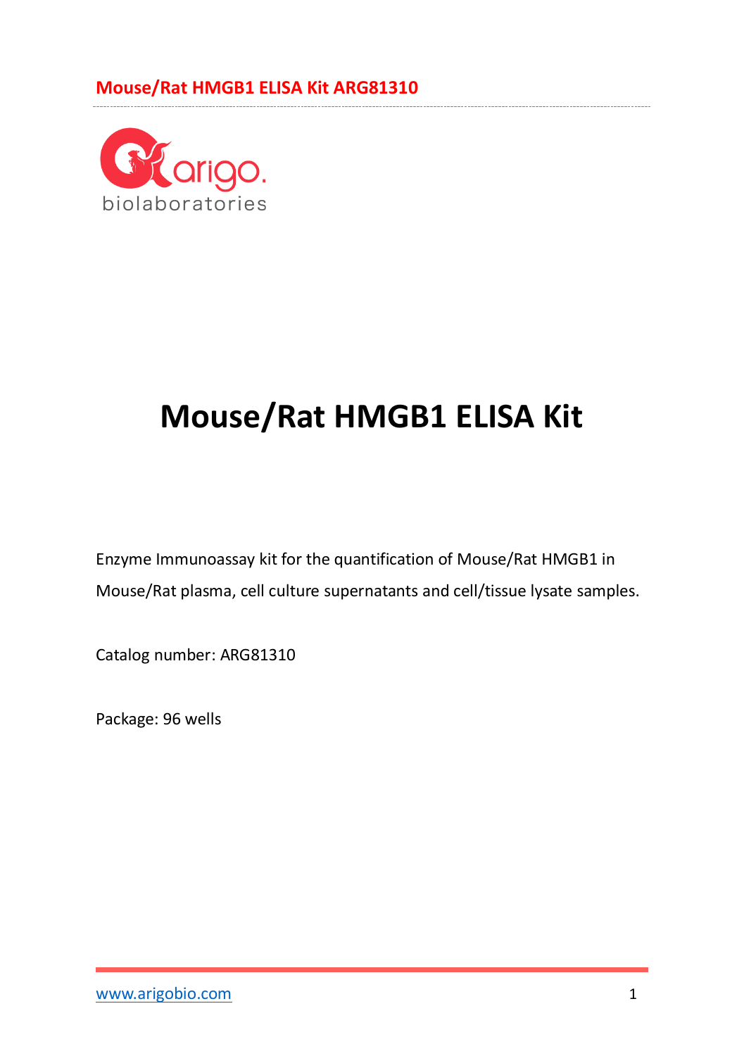# Mouse/Rat HMGB1 ELISA Kit

Enzyme Immunoassay kit for the quantification of Mouse/Rat HMGB1 in Mouse/Rat plasma, cell culture supernatants and cell/tissue lysate samples.

Catalog number: ARG81310

Package: 96 wells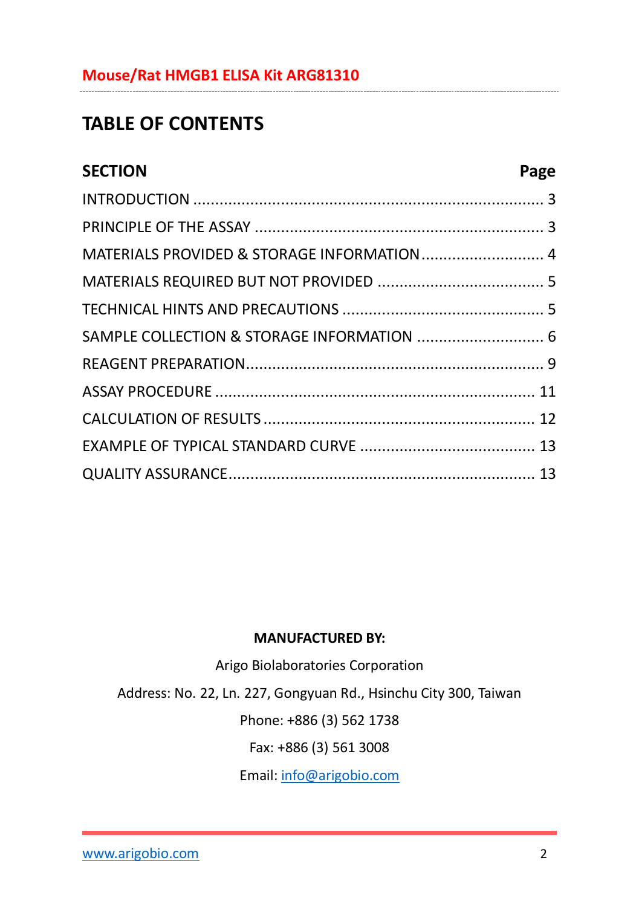# TABLE OF CONTENTS

| SECTION | Page |
| --- | --- |
| INTRODUCTION | 3 |
| PRINCIPLE OF THE ASSAY | 3 |
| MATERIALS PROVIDED & STORAGE INFORMATION | 4 |
| MATERIALS REQUIRED BUT NOT PROVIDED | 5 |
| TECHNICAL HINTS AND PRECAUTIONS | 5 |
| SAMPLE COLLECTION & STORAGE INFORMATION | 6 |
| REAGENT PREPARATION | 9 |
| ASSAY PROCEDURE | 11 |
| CALCULATION OF RESULTS | 12 |
| EXAMPLE OF TYPICAL STANDARD CURVE | 13 |
| QUALITY ASSURANCE | 13 |

**MANUFACTURED BY:**

Arigo Biolaboratories Corporation

Address: No. 22, Ln. 227, Gongyuan Rd., Hsinchu City 300, Taiwan

Phone: +886 (3) 562 1738

Fax: +886 (3) 561 3008

Email: info@arigobio.com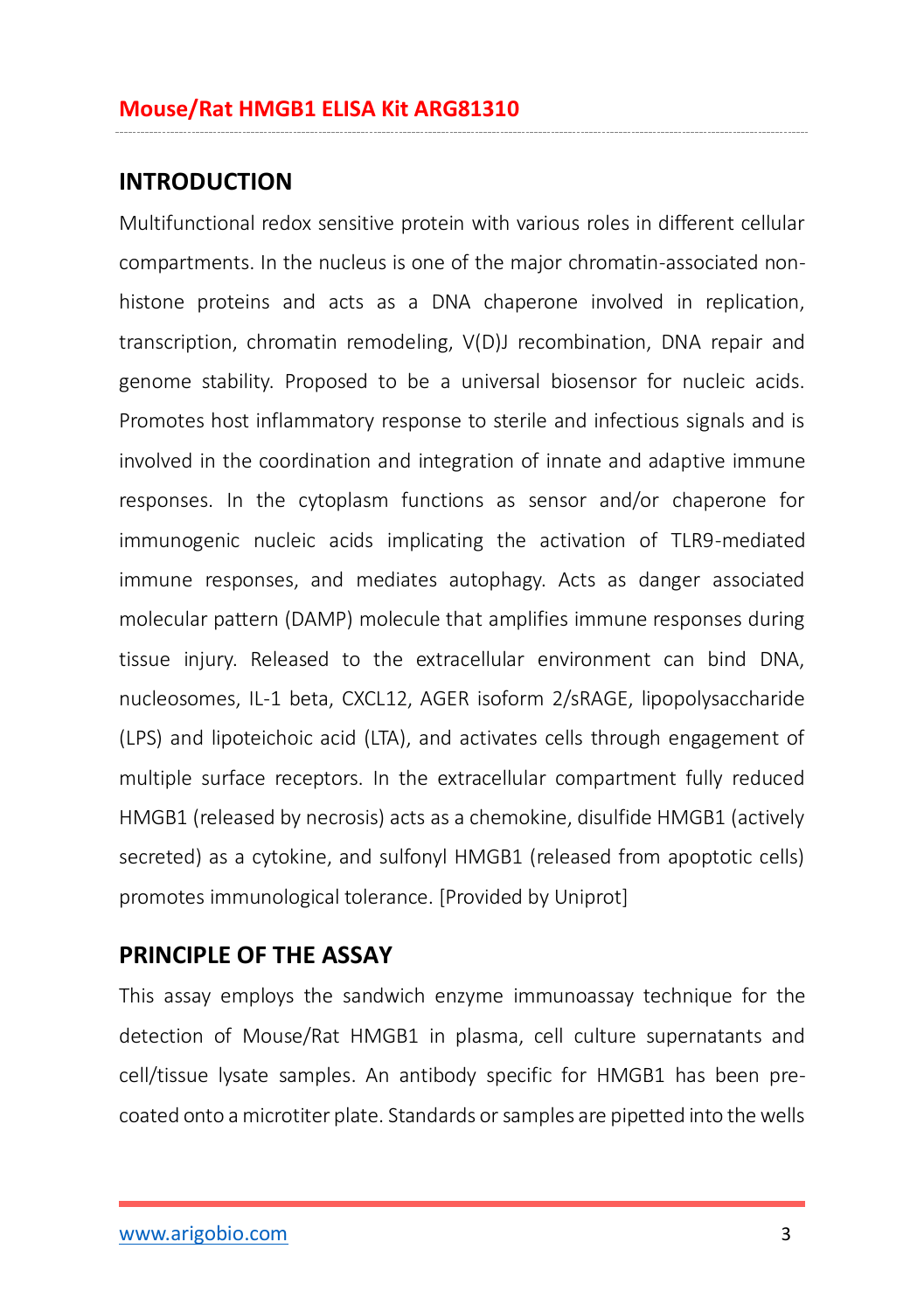## INTRODUCTION

Multifunctional redox sensitive protein with various roles in different cellular compartments. In the nucleus is one of the major chromatin-associated non-histone proteins and acts as a DNA chaperone involved in replication, transcription, chromatin remodeling, V(D)J recombination, DNA repair and genome stability. Proposed to be a universal biosensor for nucleic acids. Promotes host inflammatory response to sterile and infectious signals and is involved in the coordination and integration of innate and adaptive immune responses. In the cytoplasm functions as sensor and/or chaperone for immunogenic nucleic acids implicating the activation of TLR9-mediated immune responses, and mediates autophagy. Acts as danger associated molecular pattern (DAMP) molecule that amplifies immune responses during tissue injury. Released to the extracellular environment can bind DNA, nucleosomes, IL-1 beta, CXCL12, AGER isoform 2/sRAGE, lipopolysaccharide (LPS) and lipoteichoic acid (LTA), and activates cells through engagement of multiple surface receptors. In the extracellular compartment fully reduced HMGB1 (released by necrosis) acts as a chemokine, disulfide HMGB1 (actively secreted) as a cytokine, and sulfonyl HMGB1 (released from apoptotic cells) promotes immunological tolerance. [Provided by Uniprot]

## PRINCIPLE OF THE ASSAY

This assay employs the sandwich enzyme immunoassay technique for the detection of Mouse/Rat HMGB1 in plasma, cell culture supernatants and cell/tissue lysate samples. An antibody specific for HMGB1 has been pre-coated onto a microtiter plate. Standards or samples are pipetted into the wells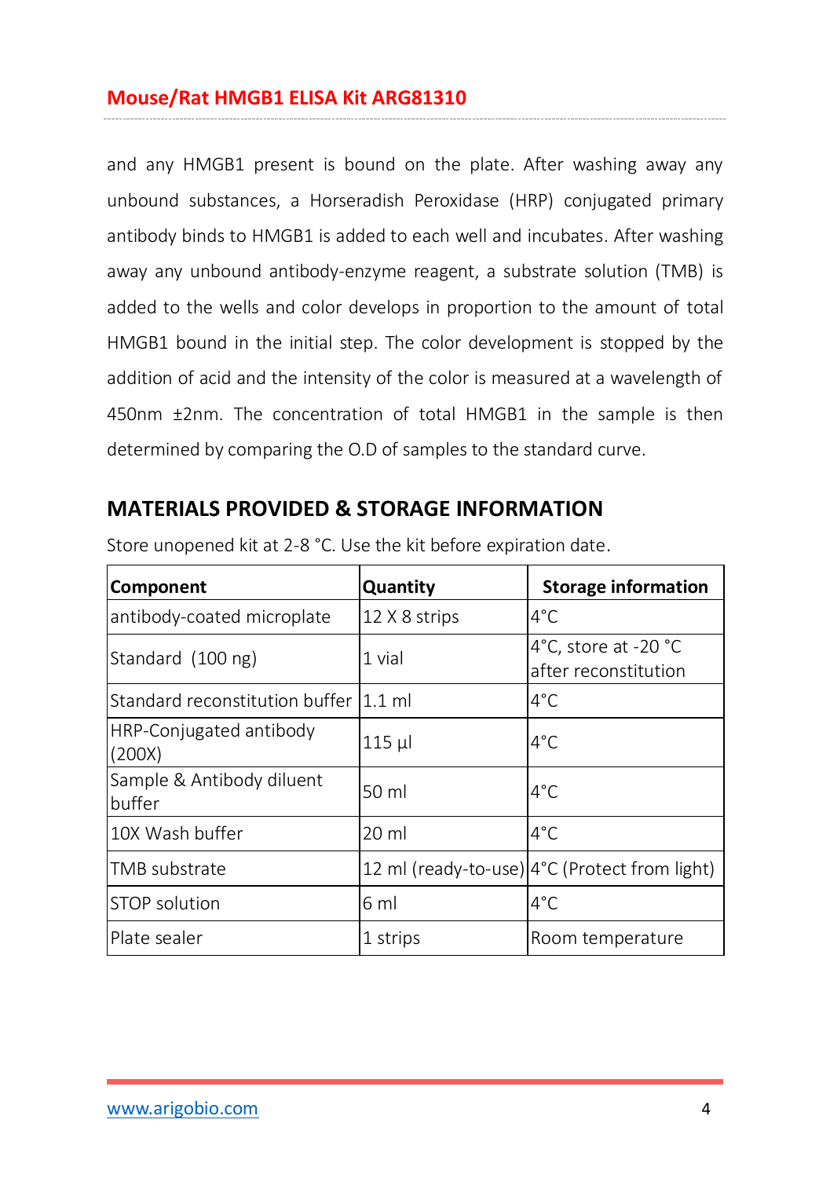and any HMGB1 present is bound on the plate. After washing away any unbound substances, a Horseradish Peroxidase (HRP) conjugated primary antibody binds to HMGB1 is added to each well and incubates. After washing away any unbound antibody-enzyme reagent, a substrate solution (TMB) is added to the wells and color develops in proportion to the amount of total HMGB1 bound in the initial step. The color development is stopped by the addition of acid and the intensity of the color is measured at a wavelength of 450nm ±2nm. The concentration of total HMGB1 in the sample is then determined by comparing the O.D of samples to the standard curve.

## MATERIALS PROVIDED & STORAGE INFORMATION

Store unopened kit at 2-8 °C. Use the kit before expiration date.

| Component | Quantity | Storage information |
|---|---|---|
| antibody-coated microplate | 12 X 8 strips | 4°C |
| Standard (100 ng) | 1 vial | 4°C, store at -20 °C after reconstitution |
| Standard reconstitution buffer | 1.1 ml | 4°C |
| HRP-Conjugated antibody (200X) | 115 µl | 4°C |
| Sample & Antibody diluent buffer | 50 ml | 4°C |
| 10X Wash buffer | 20 ml | 4°C |
| TMB substrate | 12 ml (ready-to-use) | 4°C (Protect from light) |
| STOP solution | 6 ml | 4°C |
| Plate sealer | 1 strips | Room temperature |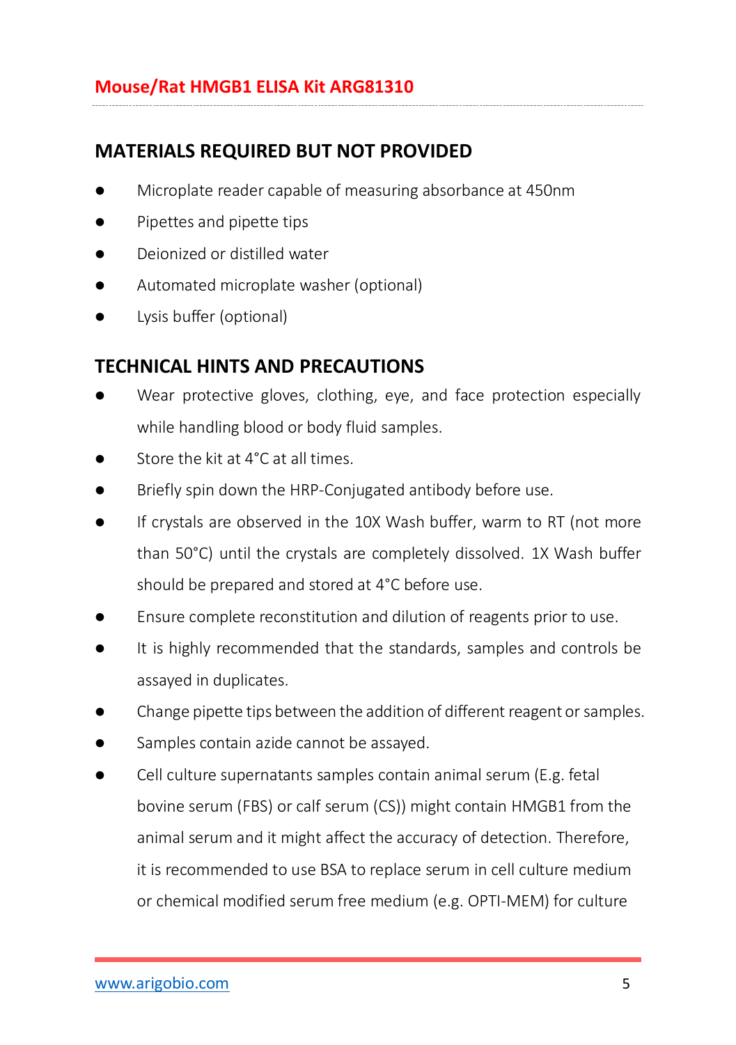## MATERIALS REQUIRED BUT NOT PROVIDED

- Microplate reader capable of measuring absorbance at 450nm
- Pipettes and pipette tips
- Deionized or distilled water
- Automated microplate washer (optional)
- Lysis buffer (optional)

## TECHNICAL HINTS AND PRECAUTIONS

- Wear protective gloves, clothing, eye, and face protection especially while handling blood or body fluid samples.
- Store the kit at 4°C at all times.
- Briefly spin down the HRP-Conjugated antibody before use.
- If crystals are observed in the 10X Wash buffer, warm to RT (not more than 50°C) until the crystals are completely dissolved. 1X Wash buffer should be prepared and stored at 4°C before use.
- Ensure complete reconstitution and dilution of reagents prior to use.
- It is highly recommended that the standards, samples and controls be assayed in duplicates.
- Change pipette tips between the addition of different reagent or samples.
- Samples contain azide cannot be assayed.
- Cell culture supernatants samples contain animal serum (E.g. fetal bovine serum (FBS) or calf serum (CS)) might contain HMGB1 from the animal serum and it might affect the accuracy of detection. Therefore, it is recommended to use BSA to replace serum in cell culture medium or chemical modified serum free medium (e.g. OPTI-MEM) for culture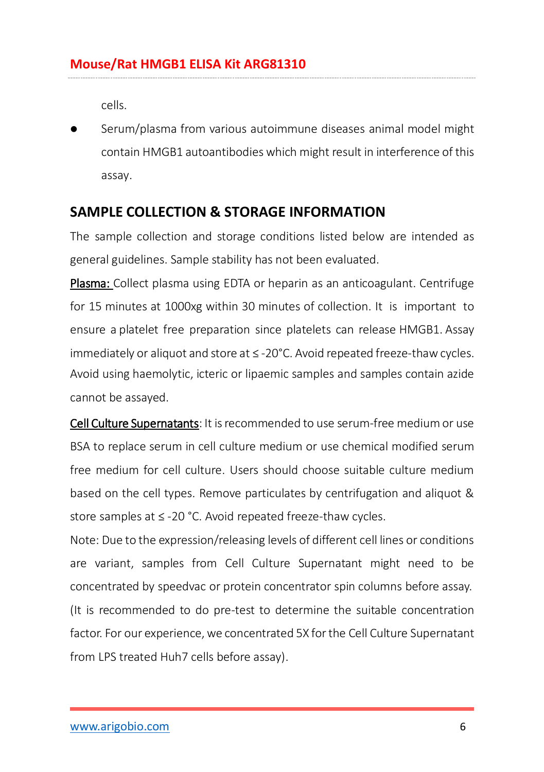cells.

- Serum/plasma from various autoimmune diseases animal model might contain HMGB1 autoantibodies which might result in interference of this assay.

## SAMPLE COLLECTION & STORAGE INFORMATION

The sample collection and storage conditions listed below are intended as general guidelines. Sample stability has not been evaluated.

Plasma: Collect plasma using EDTA or heparin as an anticoagulant. Centrifuge for 15 minutes at 1000xg within 30 minutes of collection. It is important to ensure a platelet free preparation since platelets can release HMGB1. Assay immediately or aliquot and store at ≤ -20°C. Avoid repeated freeze-thaw cycles. Avoid using haemolytic, icteric or lipaemic samples and samples contain azide cannot be assayed.

Cell Culture Supernatants: It is recommended to use serum-free medium or use BSA to replace serum in cell culture medium or use chemical modified serum free medium for cell culture. Users should choose suitable culture medium based on the cell types. Remove particulates by centrifugation and aliquot & store samples at ≤ -20 °C. Avoid repeated freeze-thaw cycles.

Note: Due to the expression/releasing levels of different cell lines or conditions are variant, samples from Cell Culture Supernatant might need to be concentrated by speedvac or protein concentrator spin columns before assay. (It is recommended to do pre-test to determine the suitable concentration factor. For our experience, we concentrated 5X for the Cell Culture Supernatant from LPS treated Huh7 cells before assay).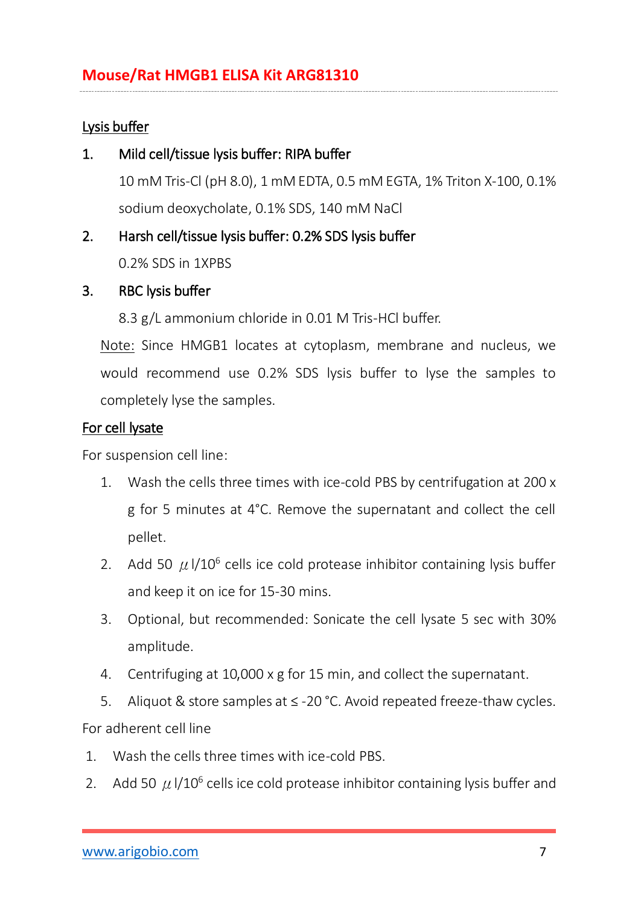## Lysis buffer

1. **Mild cell/tissue lysis buffer: RIPA buffer**

   10 mM Tris-Cl (pH 8.0), 1 mM EDTA, 0.5 mM EGTA, 1% Triton X-100, 0.1% sodium deoxycholate, 0.1% SDS, 140 mM NaCl

2. **Harsh cell/tissue lysis buffer: 0.2% SDS lysis buffer**

   0.2% SDS in 1XPBS

3. **RBC lysis buffer**

   8.3 g/L ammonium chloride in 0.01 M Tris-HCl buffer.

Note: Since HMGB1 locates at cytoplasm, membrane and nucleus, we would recommend use 0.2% SDS lysis buffer to lyse the samples to completely lyse the samples.

## For cell lysate

For suspension cell line:

1. Wash the cells three times with ice-cold PBS by centrifugation at 200 x g for 5 minutes at 4°C. Remove the supernatant and collect the cell pellet.
2. Add 50 $\mu$l/$10^6$ cells ice cold protease inhibitor containing lysis buffer and keep it on ice for 15-30 mins.
3. Optional, but recommended: Sonicate the cell lysate 5 sec with 30% amplitude.
4. Centrifuging at 10,000 x g for 15 min, and collect the supernatant.
5. Aliquot & store samples at ≤ -20 °C. Avoid repeated freeze-thaw cycles.

For adherent cell line

1. Wash the cells three times with ice-cold PBS.
2. Add 50 $\mu$l/$10^6$ cells ice cold protease inhibitor containing lysis buffer and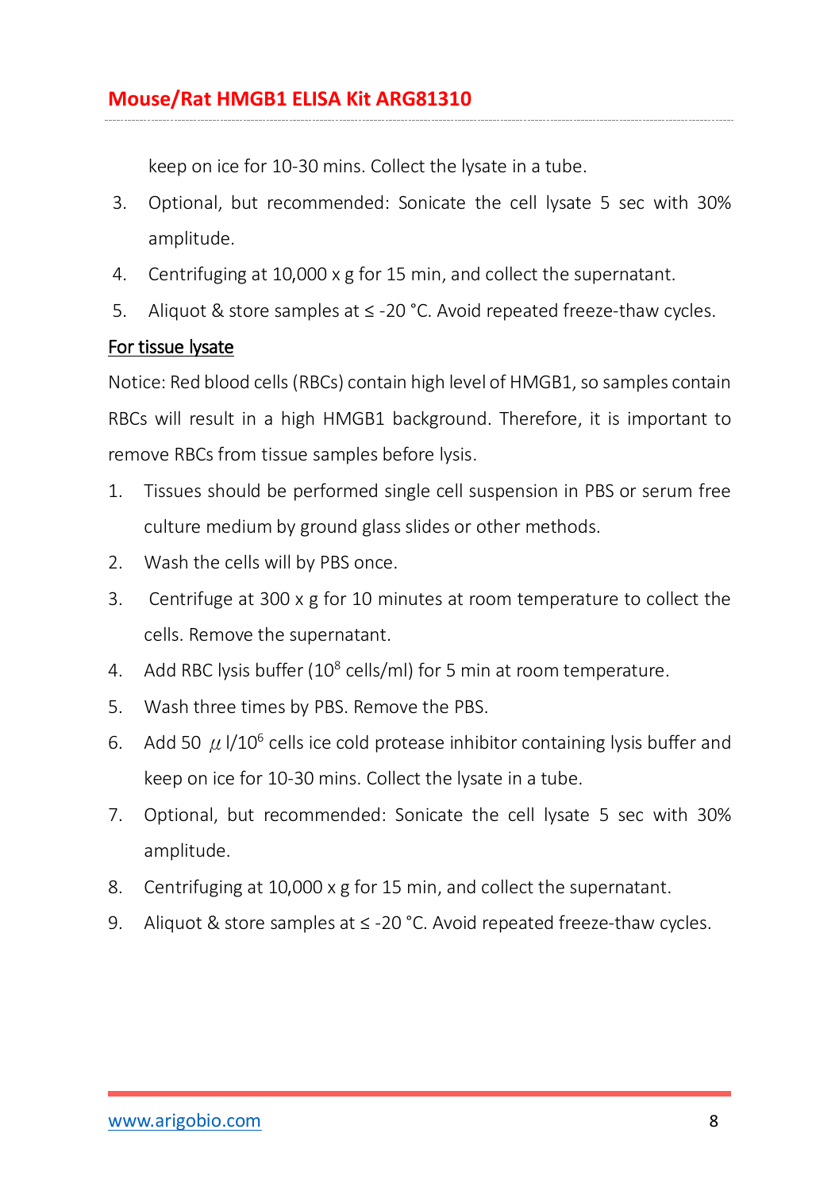keep on ice for 10-30 mins. Collect the lysate in a tube.

3. Optional, but recommended: Sonicate the cell lysate 5 sec with 30% amplitude.
4. Centrifuging at 10,000 x g for 15 min, and collect the supernatant.
5. Aliquot & store samples at ≤ -20 °C. Avoid repeated freeze-thaw cycles.

For tissue lysate

Notice: Red blood cells (RBCs) contain high level of HMGB1, so samples contain RBCs will result in a high HMGB1 background. Therefore, it is important to remove RBCs from tissue samples before lysis.

1. Tissues should be performed single cell suspension in PBS or serum free culture medium by ground glass slides or other methods.
2. Wash the cells will by PBS once.
3. Centrifuge at 300 x g for 10 minutes at room temperature to collect the cells. Remove the supernatant.
4. Add RBC lysis buffer ($10^8$ cells/ml) for 5 min at room temperature.
5. Wash three times by PBS. Remove the PBS.
6. Add 50 $\mu$l/$10^6$ cells ice cold protease inhibitor containing lysis buffer and keep on ice for 10-30 mins. Collect the lysate in a tube.
7. Optional, but recommended: Sonicate the cell lysate 5 sec with 30% amplitude.
8. Centrifuging at 10,000 x g for 15 min, and collect the supernatant.
9. Aliquot & store samples at ≤ -20 °C. Avoid repeated freeze-thaw cycles.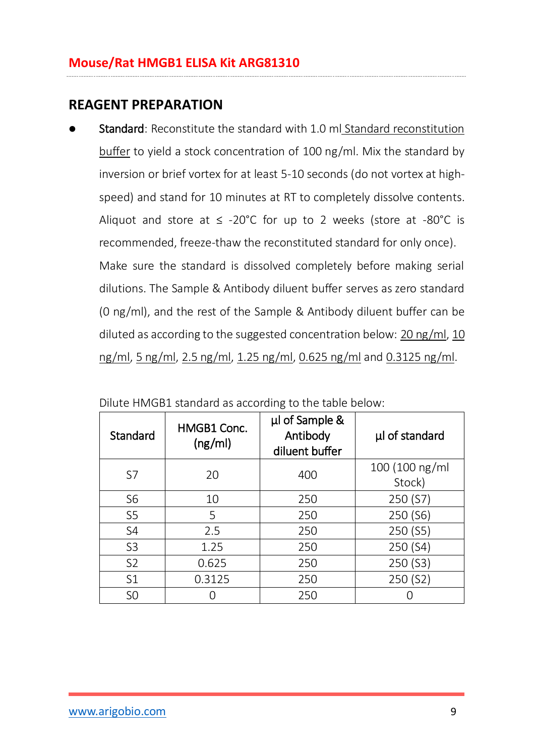## REAGENT PREPARATION

- **Standard**: Reconstitute the standard with 1.0 ml Standard reconstitution buffer to yield a stock concentration of 100 ng/ml. Mix the standard by inversion or brief vortex for at least 5-10 seconds (do not vortex at high-speed) and stand for 10 minutes at RT to completely dissolve contents. Aliquot and store at ≤ -20°C for up to 2 weeks (store at -80°C is recommended, freeze-thaw the reconstituted standard for only once).

  Make sure the standard is dissolved completely before making serial dilutions. The Sample & Antibody diluent buffer serves as zero standard (0 ng/ml), and the rest of the Sample & Antibody diluent buffer can be diluted as according to the suggested concentration below: 20 ng/ml, 10 ng/ml, 5 ng/ml, 2.5 ng/ml, 1.25 ng/ml, 0.625 ng/ml and 0.3125 ng/ml.

  Dilute HMGB1 standard as according to the table below:

| Standard | HMGB1 Conc. (ng/ml) | µl of Sample & Antibody diluent buffer | µl of standard |
|---|---|---|---|
| S7 | 20 | 400 | 100 (100 ng/ml Stock) |
| S6 | 10 | 250 | 250 (S7) |
| S5 | 5 | 250 | 250 (S6) |
| S4 | 2.5 | 250 | 250 (S5) |
| S3 | 1.25 | 250 | 250 (S4) |
| S2 | 0.625 | 250 | 250 (S3) |
| S1 | 0.3125 | 250 | 250 (S2) |
| S0 | 0 | 250 | 0 |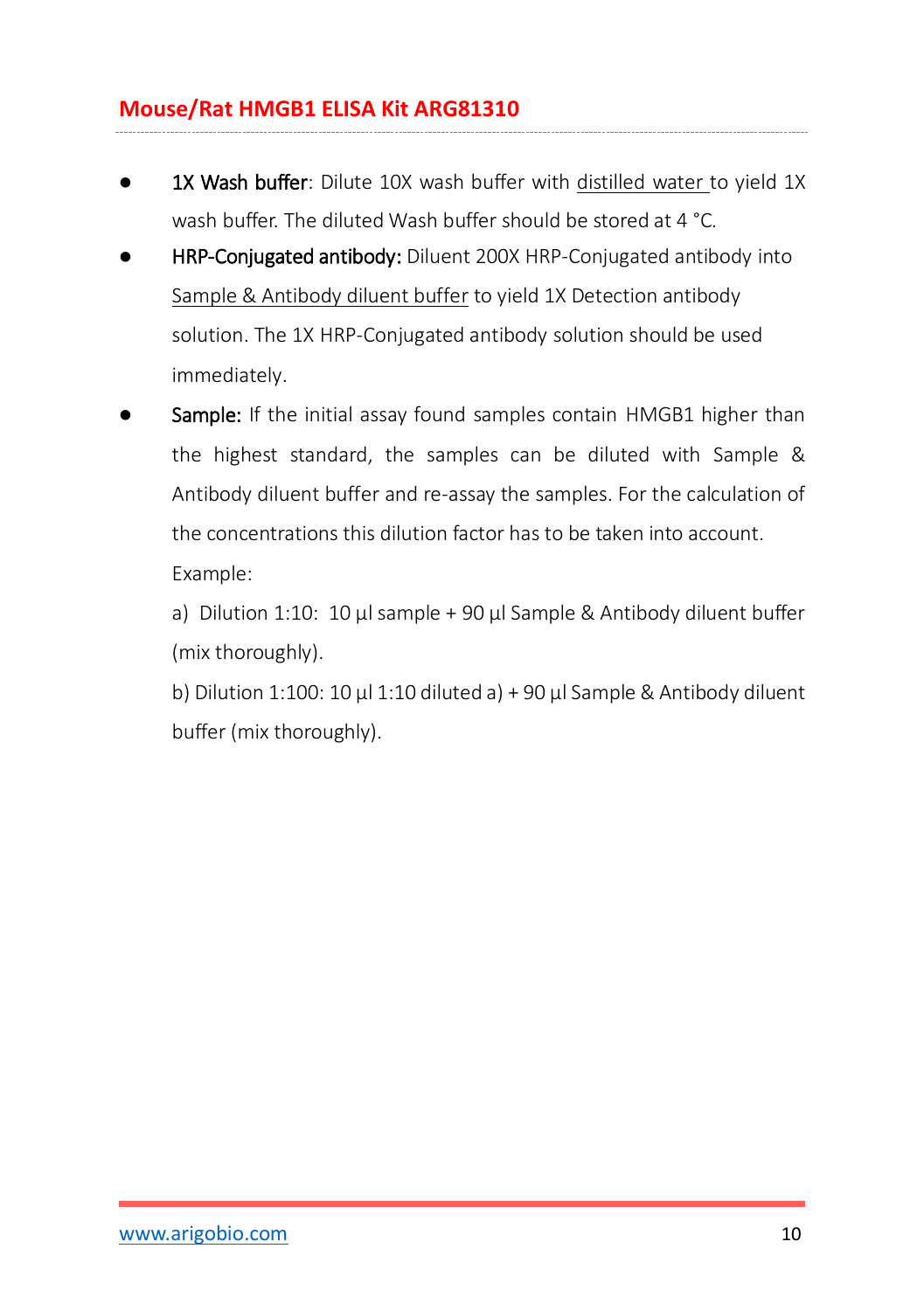- **1X Wash buffer**: Dilute 10X wash buffer with distilled water to yield 1X wash buffer. The diluted Wash buffer should be stored at 4 °C.
- **HRP-Conjugated antibody:** Diluent 200X HRP-Conjugated antibody into Sample & Antibody diluent buffer to yield 1X Detection antibody solution. The 1X HRP-Conjugated antibody solution should be used immediately.
- **Sample:** If the initial assay found samples contain HMGB1 higher than the highest standard, the samples can be diluted with Sample & Antibody diluent buffer and re-assay the samples. For the calculation of the concentrations this dilution factor has to be taken into account.

  Example:

  a) Dilution 1:10: 10 µl sample + 90 µl Sample & Antibody diluent buffer (mix thoroughly).

  b) Dilution 1:100: 10 µl 1:10 diluted a) + 90 µl Sample & Antibody diluent buffer (mix thoroughly).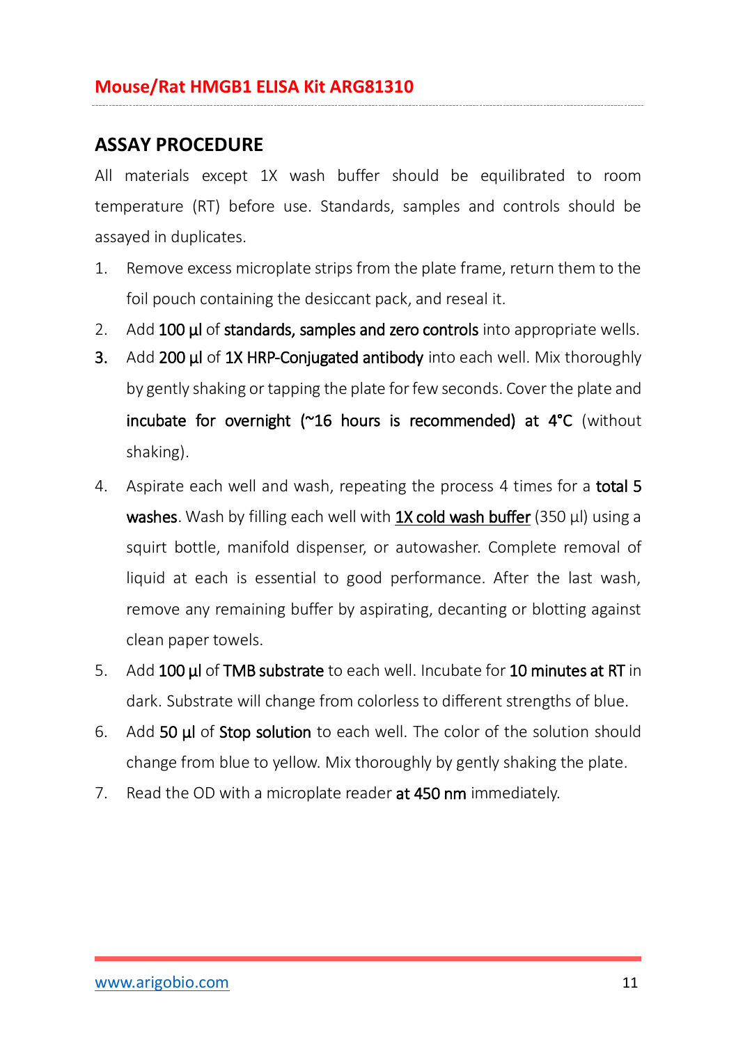## ASSAY PROCEDURE

All materials except 1X wash buffer should be equilibrated to room temperature (RT) before use. Standards, samples and controls should be assayed in duplicates.

1. Remove excess microplate strips from the plate frame, return them to the foil pouch containing the desiccant pack, and reseal it.
2. Add **100 µl** of **standards, samples and zero controls** into appropriate wells.
3. Add **200 µl** of **1X HRP-Conjugated antibody** into each well. Mix thoroughly by gently shaking or tapping the plate for few seconds. Cover the plate and **incubate for overnight (~16 hours is recommended) at 4°C** (without shaking).
4. Aspirate each well and wash, repeating the process 4 times for a **total 5 washes**. Wash by filling each well with **1X cold wash buffer** (350 µl) using a squirt bottle, manifold dispenser, or autowasher. Complete removal of liquid at each is essential to good performance. After the last wash, remove any remaining buffer by aspirating, decanting or blotting against clean paper towels.
5. Add **100 µl** of **TMB substrate** to each well. Incubate for **10 minutes at RT** in dark. Substrate will change from colorless to different strengths of blue.
6. Add **50 µl** of **Stop solution** to each well. The color of the solution should change from blue to yellow. Mix thoroughly by gently shaking the plate.
7. Read the OD with a microplate reader **at 450 nm** immediately.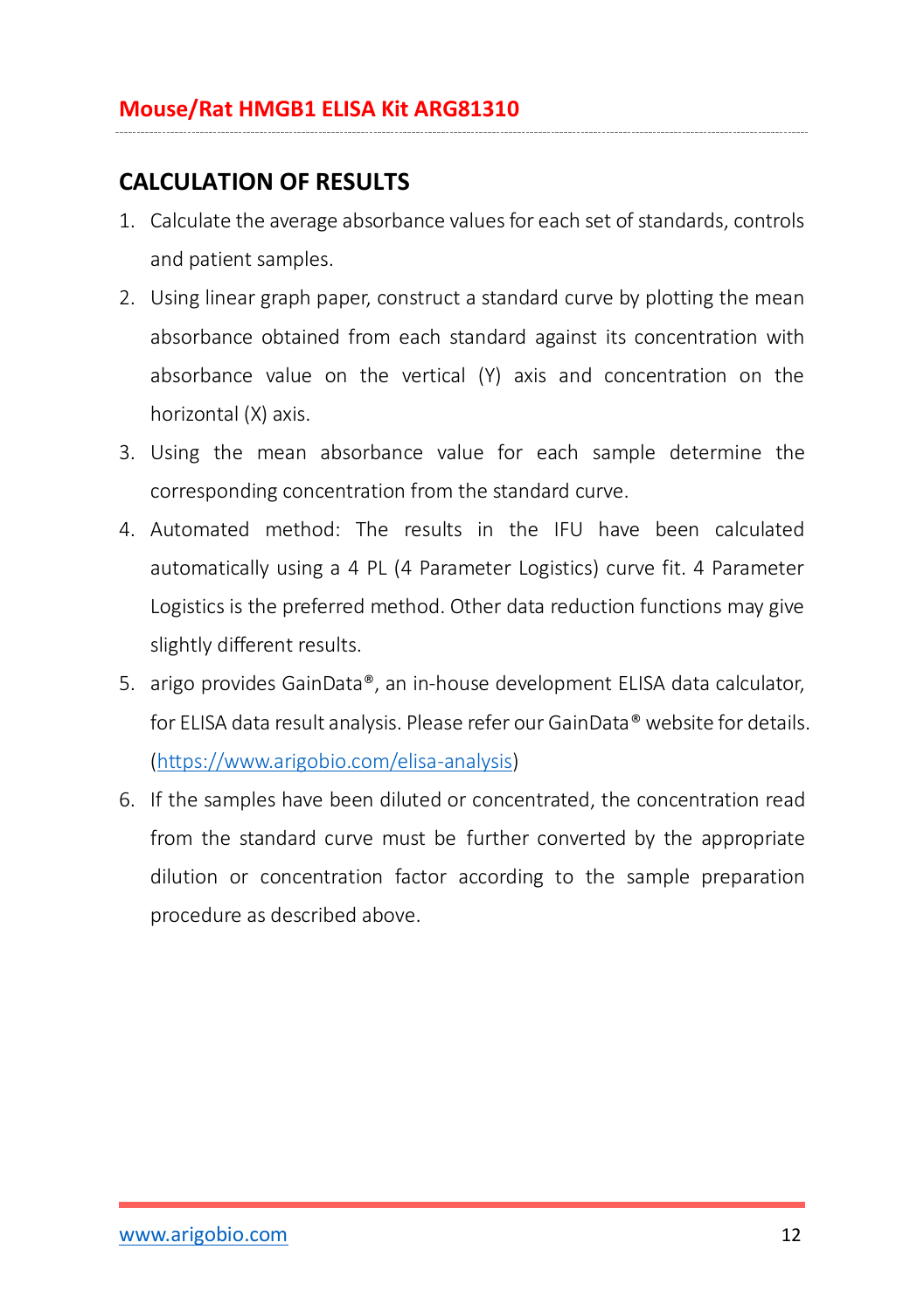## CALCULATION OF RESULTS

1. Calculate the average absorbance values for each set of standards, controls and patient samples.
2. Using linear graph paper, construct a standard curve by plotting the mean absorbance obtained from each standard against its concentration with absorbance value on the vertical (Y) axis and concentration on the horizontal (X) axis.
3. Using the mean absorbance value for each sample determine the corresponding concentration from the standard curve.
4. Automated method: The results in the IFU have been calculated automatically using a 4 PL (4 Parameter Logistics) curve fit. 4 Parameter Logistics is the preferred method. Other data reduction functions may give slightly different results.
5. arigo provides GainData®, an in-house development ELISA data calculator, for ELISA data result analysis. Please refer our GainData® website for details. (https://www.arigobio.com/elisa-analysis)
6. If the samples have been diluted or concentrated, the concentration read from the standard curve must be further converted by the appropriate dilution or concentration factor according to the sample preparation procedure as described above.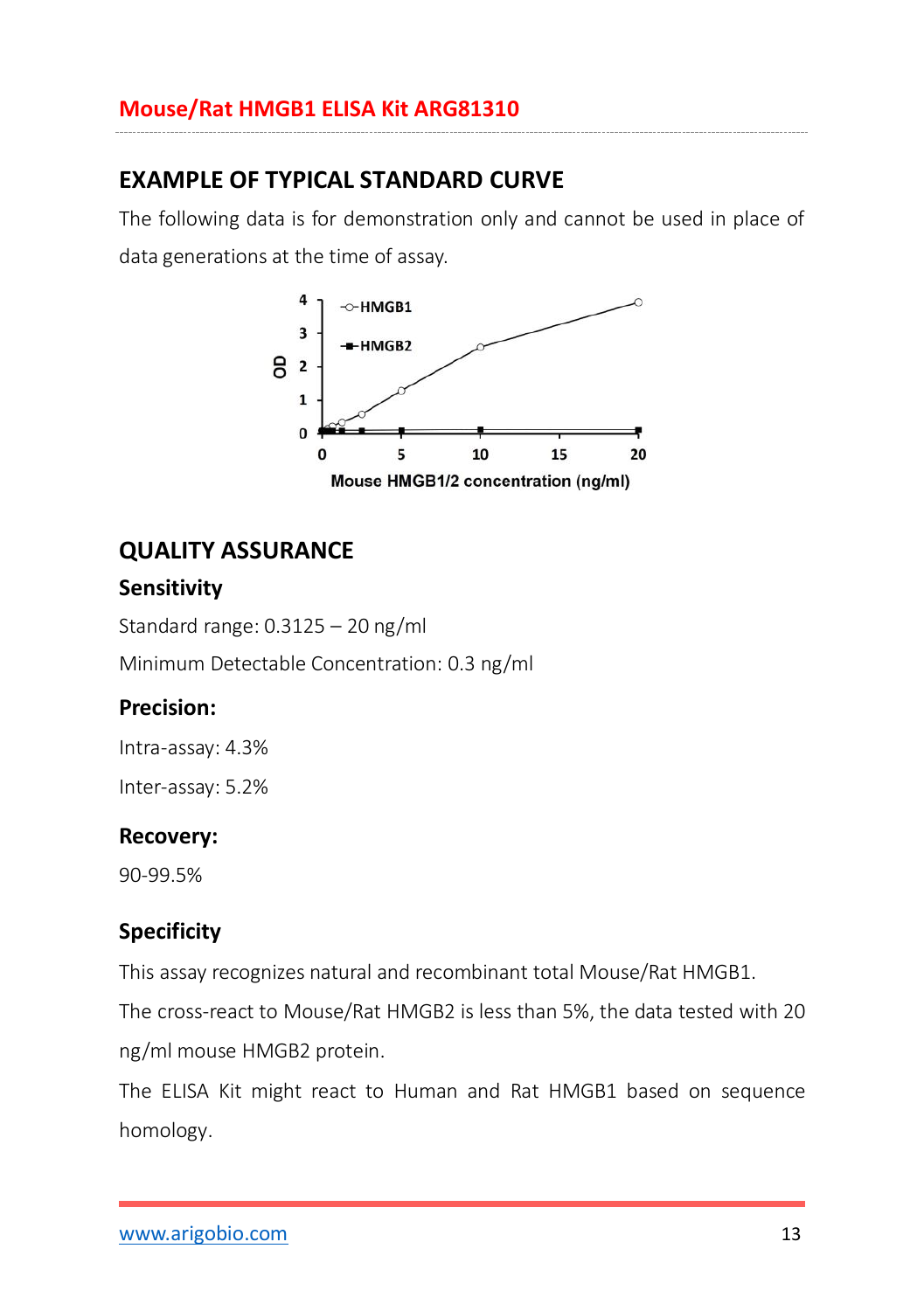## Mouse/Rat HMGB1 ELISA Kit ARG81310

## EXAMPLE OF TYPICAL STANDARD CURVE

The following data is for demonstration only and cannot be used in place of data generations at the time of assay.

OD
4
3
2
1
0
HMGB1
HMGB2
0
5
10
15
20
Mouse HMGB1/2 concentration (ng/ml)

## QUALITY ASSURANCE

### Sensitivity

Standard range: 0.3125 – 20 ng/ml

Minimum Detectable Concentration: 0.3 ng/ml

### Precision:

Intra-assay: 4.3%

Inter-assay: 5.2%

### Recovery:

90-99.5%

### Specificity

This assay recognizes natural and recombinant total Mouse/Rat HMGB1.

The cross-react to Mouse/Rat HMGB2 is less than 5%, the data tested with 20 ng/ml mouse HMGB2 protein.

The ELISA Kit might react to Human and Rat HMGB1 based on sequence homology.

www.arigobio.com